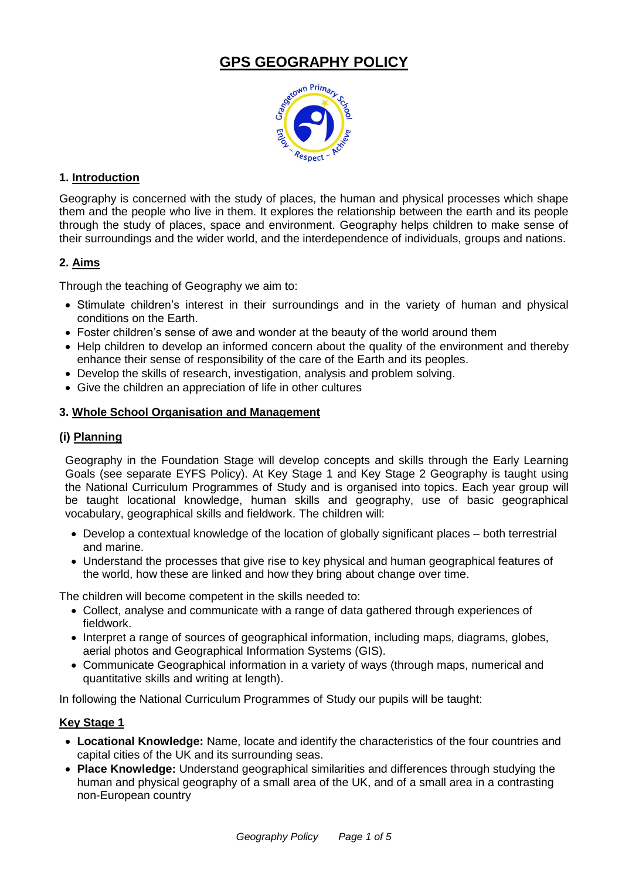# GPS GEOGRAPHY POLICY

## 1. Introduction

Geography is concerned with the study of places, the human and physical processes which shape them and the people who live in them. It explores the relationship between the earth and its people through the study of places, space and environment. Geography helps children to make sense of their surroundings and the wider world, and the interdependence of individuals, groups and nations.

## 2. Aims

Through the teaching of Geography we aim to:

- Stimulate children's interest in their surroundings and in the variety of human and physical conditions on the Earth.
- Foster children's sense of awe and wonder at the beauty of the world around them
- Help children to develop an informed concern about the quality of the environment and thereby enhance their sense of responsibility of the care of the Earth and its peoples.
- Develop the skills of research, investigation, analysis and problem solving.
- Give the children an appreciation of life in other cultures

## 3. Whole School Organisation and Management

### (i) Planning

Geography in the Foundation Stage will develop concepts and skills through the Early Learning Goals (see separate EYFS Policy). At Key Stage 1 and Key Stage 2 Geography is taught using the National Curriculum Programmes of Study and is organised into topics. Each year group will be taught locational knowledge, human skills and geography, use of basic geographical vocabulary, geographical skills and fieldwork. The children will:

- Develop a contextual knowledge of the location of globally significant places – both terrestrial and marine.
- Understand the processes that give rise to key physical and human geographical features of the world, how these are linked and how they bring about change over time.

The children will become competent in the skills needed to:

- Collect, analyse and communicate with a range of data gathered through experiences of fieldwork.
- Interpret a range of sources of geographical information, including maps, diagrams, globes, aerial photos and Geographical Information Systems (GIS).
- Communicate Geographical information in a variety of ways (through maps, numerical and quantitative skills and writing at length).

In following the National Curriculum Programmes of Study our pupils will be taught:

### Key Stage 1

- **Locational Knowledge:** Name, locate and identify the characteristics of the four countries and capital cities of the UK and its surrounding seas.
- **Place Knowledge:** Understand geographical similarities and differences through studying the human and physical geography of a small area of the UK, and of a small area in a contrasting non-European country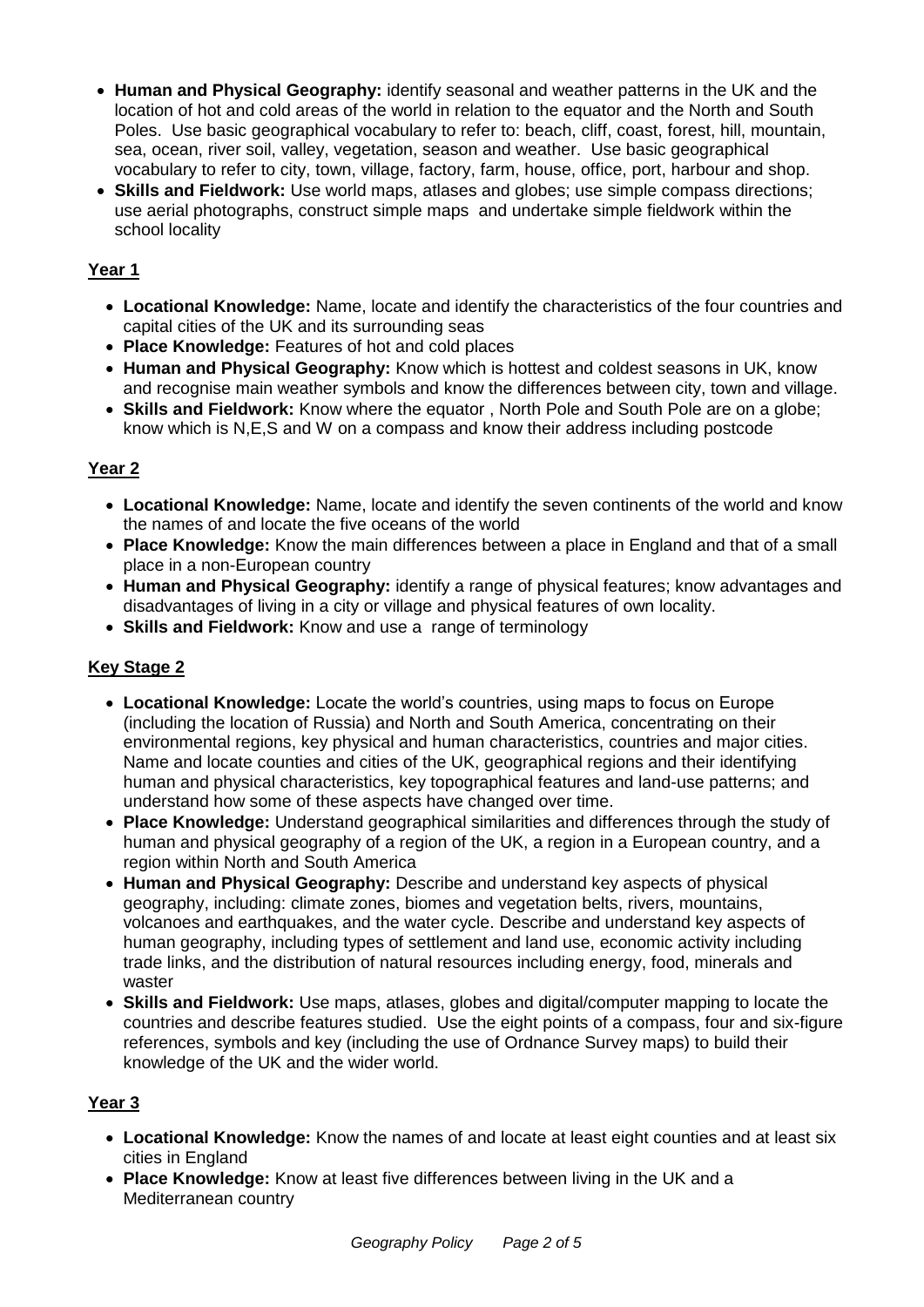- **Human and Physical Geography:** identify seasonal and weather patterns in the UK and the location of hot and cold areas of the world in relation to the equator and the North and South Poles. Use basic geographical vocabulary to refer to: beach, cliff, coast, forest, hill, mountain, sea, ocean, river soil, valley, vegetation, season and weather. Use basic geographical vocabulary to refer to city, town, village, factory, farm, house, office, port, harbour and shop.
- **Skills and Fieldwork:** Use world maps, atlases and globes; use simple compass directions; use aerial photographs, construct simple maps and undertake simple fieldwork within the school locality

## Year 1

- **Locational Knowledge:** Name, locate and identify the characteristics of the four countries and capital cities of the UK and its surrounding seas
- **Place Knowledge:** Features of hot and cold places
- **Human and Physical Geography:** Know which is hottest and coldest seasons in UK, know and recognise main weather symbols and know the differences between city, town and village.
- **Skills and Fieldwork:** Know where the equator , North Pole and South Pole are on a globe; know which is N,E,S and W on a compass and know their address including postcode

## Year 2

- **Locational Knowledge:** Name, locate and identify the seven continents of the world and know the names of and locate the five oceans of the world
- **Place Knowledge:** Know the main differences between a place in England and that of a small place in a non-European country
- **Human and Physical Geography:** identify a range of physical features; know advantages and disadvantages of living in a city or village and physical features of own locality.
- **Skills and Fieldwork:** Know and use a range of terminology

## Key Stage 2

- **Locational Knowledge:** Locate the world's countries, using maps to focus on Europe (including the location of Russia) and North and South America, concentrating on their environmental regions, key physical and human characteristics, countries and major cities. Name and locate counties and cities of the UK, geographical regions and their identifying human and physical characteristics, key topographical features and land-use patterns; and understand how some of these aspects have changed over time.
- **Place Knowledge:** Understand geographical similarities and differences through the study of human and physical geography of a region of the UK, a region in a European country, and a region within North and South America
- **Human and Physical Geography:** Describe and understand key aspects of physical geography, including: climate zones, biomes and vegetation belts, rivers, mountains, volcanoes and earthquakes, and the water cycle. Describe and understand key aspects of human geography, including types of settlement and land use, economic activity including trade links, and the distribution of natural resources including energy, food, minerals and waster
- **Skills and Fieldwork:** Use maps, atlases, globes and digital/computer mapping to locate the countries and describe features studied. Use the eight points of a compass, four and six-figure references, symbols and key (including the use of Ordnance Survey maps) to build their knowledge of the UK and the wider world.

## Year 3

- **Locational Knowledge:** Know the names of and locate at least eight counties and at least six cities in England
- **Place Knowledge:** Know at least five differences between living in the UK and a Mediterranean country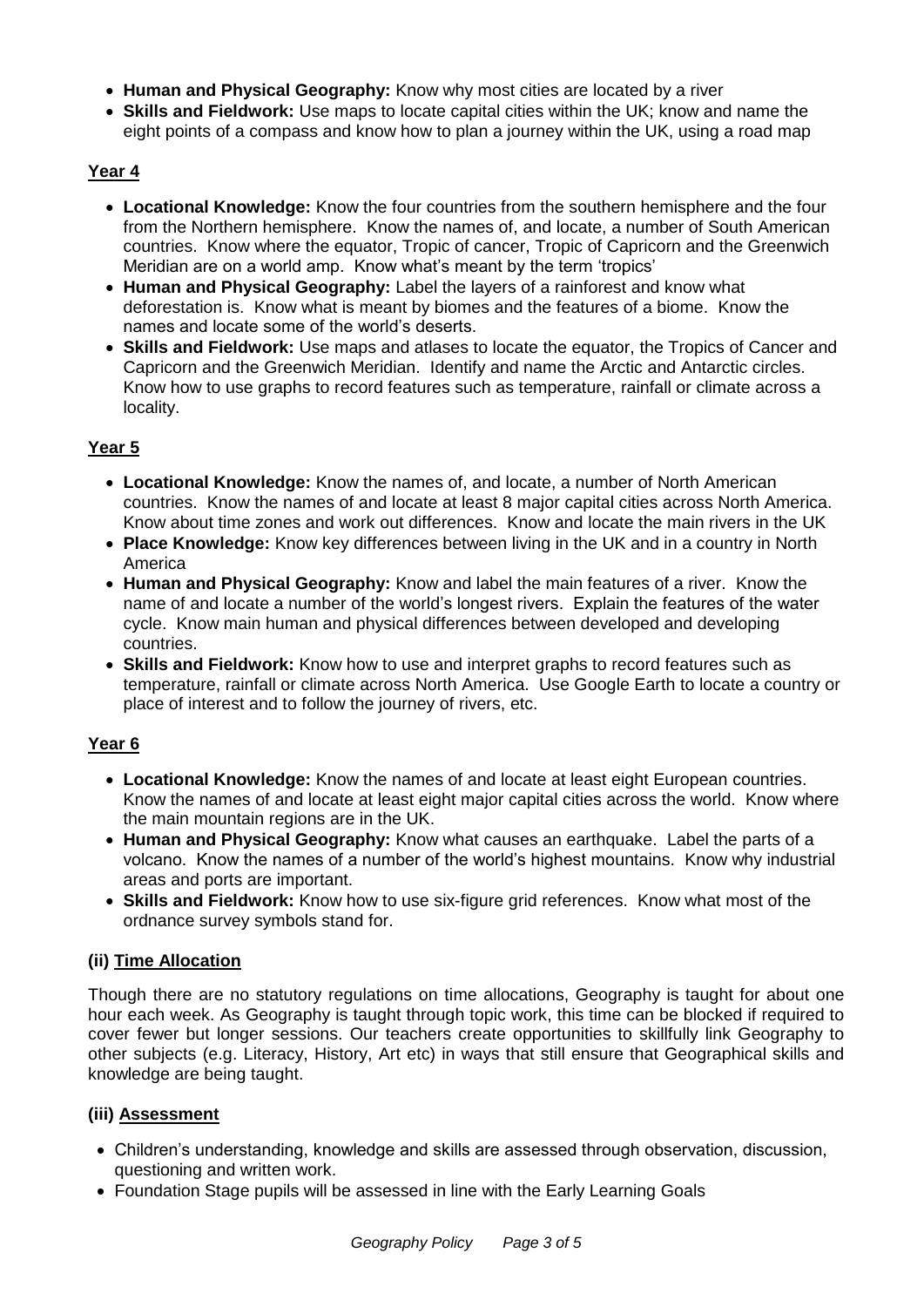- **Human and Physical Geography:** Know why most cities are located by a river
- **Skills and Fieldwork:** Use maps to locate capital cities within the UK; know and name the eight points of a compass and know how to plan a journey within the UK, using a road map

### Year 4

- **Locational Knowledge:** Know the four countries from the southern hemisphere and the four from the Northern hemisphere. Know the names of, and locate, a number of South American countries. Know where the equator, Tropic of cancer, Tropic of Capricorn and the Greenwich Meridian are on a world amp. Know what's meant by the term 'tropics'
- **Human and Physical Geography:** Label the layers of a rainforest and know what deforestation is. Know what is meant by biomes and the features of a biome. Know the names and locate some of the world's deserts.
- **Skills and Fieldwork:** Use maps and atlases to locate the equator, the Tropics of Cancer and Capricorn and the Greenwich Meridian. Identify and name the Arctic and Antarctic circles. Know how to use graphs to record features such as temperature, rainfall or climate across a locality.

### Year 5

- **Locational Knowledge:** Know the names of, and locate, a number of North American countries. Know the names of and locate at least 8 major capital cities across North America. Know about time zones and work out differences. Know and locate the main rivers in the UK
- **Place Knowledge:** Know key differences between living in the UK and in a country in North America
- **Human and Physical Geography:** Know and label the main features of a river. Know the name of and locate a number of the world's longest rivers. Explain the features of the water cycle. Know main human and physical differences between developed and developing countries.
- **Skills and Fieldwork:** Know how to use and interpret graphs to record features such as temperature, rainfall or climate across North America. Use Google Earth to locate a country or place of interest and to follow the journey of rivers, etc.

### Year 6

- **Locational Knowledge:** Know the names of and locate at least eight European countries. Know the names of and locate at least eight major capital cities across the world. Know where the main mountain regions are in the UK.
- **Human and Physical Geography:** Know what causes an earthquake. Label the parts of a volcano. Know the names of a number of the world's highest mountains. Know why industrial areas and ports are important.
- **Skills and Fieldwork:** Know how to use six-figure grid references. Know what most of the ordnance survey symbols stand for.

### (ii) Time Allocation

Though there are no statutory regulations on time allocations, Geography is taught for about one hour each week. As Geography is taught through topic work, this time can be blocked if required to cover fewer but longer sessions. Our teachers create opportunities to skillfully link Geography to other subjects (e.g. Literacy, History, Art etc) in ways that still ensure that Geographical skills and knowledge are being taught.

### (iii) Assessment

- Children's understanding, knowledge and skills are assessed through observation, discussion, questioning and written work.
- Foundation Stage pupils will be assessed in line with the Early Learning Goals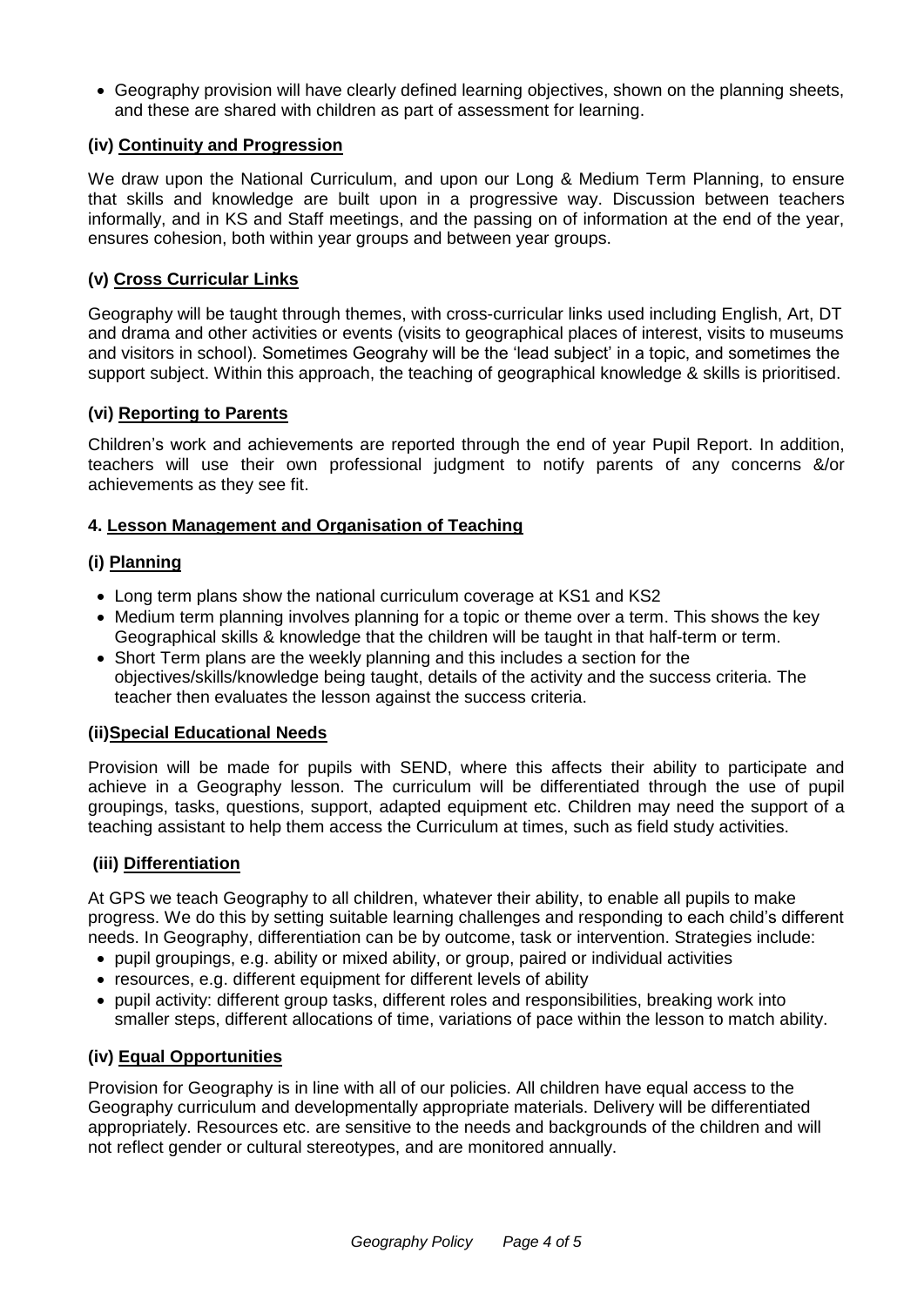- Geography provision will have clearly defined learning objectives, shown on the planning sheets, and these are shared with children as part of assessment for learning.

### (iv) Continuity and Progression

We draw upon the National Curriculum, and upon our Long & Medium Term Planning, to ensure that skills and knowledge are built upon in a progressive way. Discussion between teachers informally, and in KS and Staff meetings, and the passing on of information at the end of the year, ensures cohesion, both within year groups and between year groups.

### (v) Cross Curricular Links

Geography will be taught through themes, with cross-curricular links used including English, Art, DT and drama and other activities or events (visits to geographical places of interest, visits to museums and visitors in school). Sometimes Geograhy will be the 'lead subject' in a topic, and sometimes the support subject. Within this approach, the teaching of geographical knowledge & skills is prioritised.

### (vi) Reporting to Parents

Children's work and achievements are reported through the end of year Pupil Report. In addition, teachers will use their own professional judgment to notify parents of any concerns &/or achievements as they see fit.

## 4. Lesson Management and Organisation of Teaching

### (i) Planning

- Long term plans show the national curriculum coverage at KS1 and KS2
- Medium term planning involves planning for a topic or theme over a term. This shows the key Geographical skills & knowledge that the children will be taught in that half-term or term.
- Short Term plans are the weekly planning and this includes a section for the objectives/skills/knowledge being taught, details of the activity and the success criteria. The teacher then evaluates the lesson against the success criteria.

### (ii) Special Educational Needs

Provision will be made for pupils with SEND, where this affects their ability to participate and achieve in a Geography lesson. The curriculum will be differentiated through the use of pupil groupings, tasks, questions, support, adapted equipment etc. Children may need the support of a teaching assistant to help them access the Curriculum at times, such as field study activities.

### (iii) Differentiation

At GPS we teach Geography to all children, whatever their ability, to enable all pupils to make progress. We do this by setting suitable learning challenges and responding to each child's different needs. In Geography, differentiation can be by outcome, task or intervention. Strategies include:

- pupil groupings, e.g. ability or mixed ability, or group, paired or individual activities
- resources, e.g. different equipment for different levels of ability
- pupil activity: different group tasks, different roles and responsibilities, breaking work into smaller steps, different allocations of time, variations of pace within the lesson to match ability.

### (iv) Equal Opportunities

Provision for Geography is in line with all of our policies. All children have equal access to the Geography curriculum and developmentally appropriate materials. Delivery will be differentiated appropriately. Resources etc. are sensitive to the needs and backgrounds of the children and will not reflect gender or cultural stereotypes, and are monitored annually.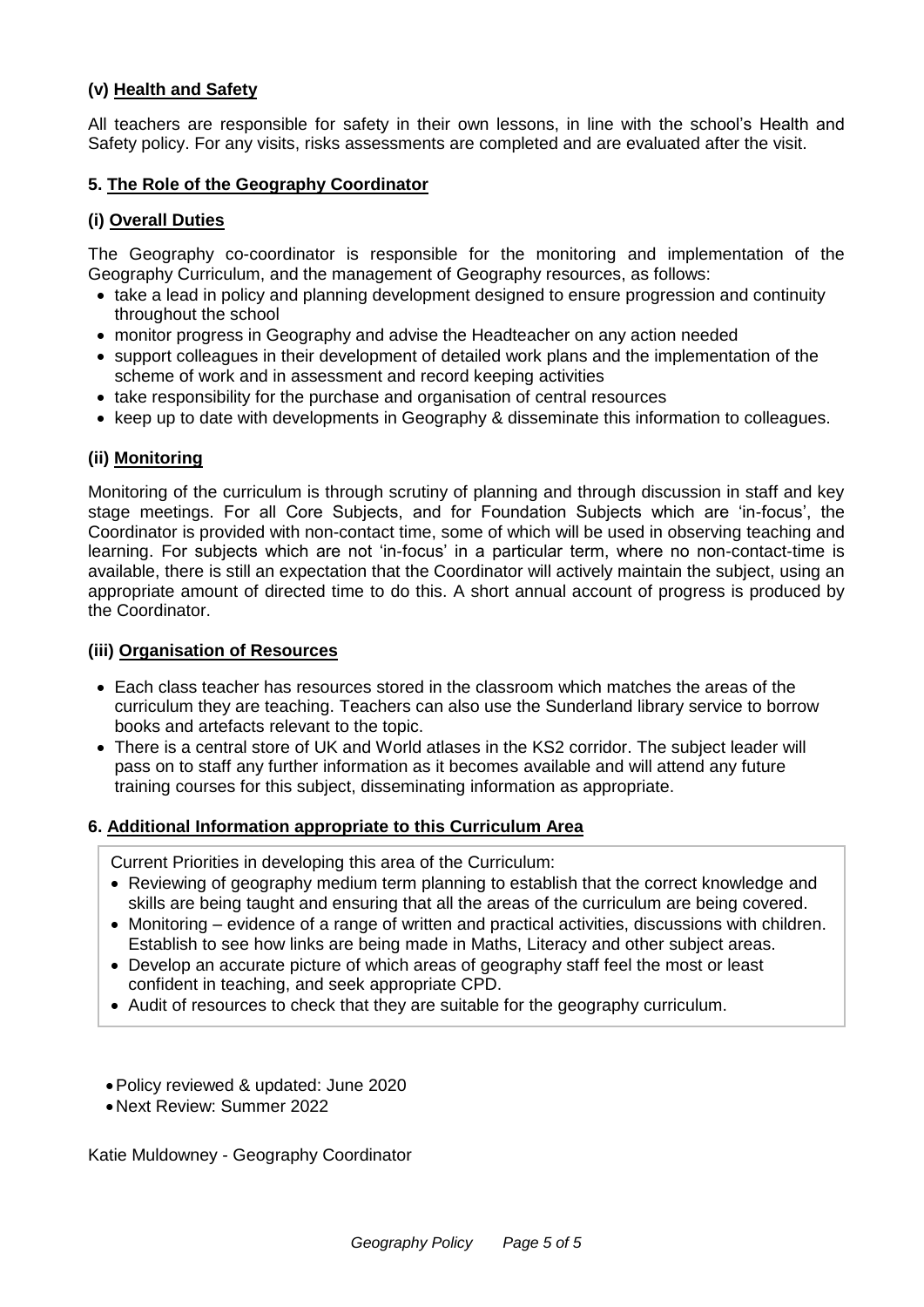### (v) Health and Safety

All teachers are responsible for safety in their own lessons, in line with the school's Health and Safety policy. For any visits, risks assessments are completed and are evaluated after the visit.

## 5. The Role of the Geography Coordinator

### (i) Overall Duties

The Geography co-coordinator is responsible for the monitoring and implementation of the Geography Curriculum, and the management of Geography resources, as follows:

- take a lead in policy and planning development designed to ensure progression and continuity throughout the school
- monitor progress in Geography and advise the Headteacher on any action needed
- support colleagues in their development of detailed work plans and the implementation of the scheme of work and in assessment and record keeping activities
- take responsibility for the purchase and organisation of central resources
- keep up to date with developments in Geography & disseminate this information to colleagues.

### (ii) Monitoring

Monitoring of the curriculum is through scrutiny of planning and through discussion in staff and key stage meetings. For all Core Subjects, and for Foundation Subjects which are 'in-focus', the Coordinator is provided with non-contact time, some of which will be used in observing teaching and learning. For subjects which are not 'in-focus' in a particular term, where no non-contact-time is available, there is still an expectation that the Coordinator will actively maintain the subject, using an appropriate amount of directed time to do this. A short annual account of progress is produced by the Coordinator.

### (iii) Organisation of Resources

- Each class teacher has resources stored in the classroom which matches the areas of the curriculum they are teaching. Teachers can also use the Sunderland library service to borrow books and artefacts relevant to the topic.
- There is a central store of UK and World atlases in the KS2 corridor. The subject leader will pass on to staff any further information as it becomes available and will attend any future training courses for this subject, disseminating information as appropriate.

## 6. Additional Information appropriate to this Curriculum Area

Current Priorities in developing this area of the Curriculum:

- Reviewing of geography medium term planning to establish that the correct knowledge and skills are being taught and ensuring that all the areas of the curriculum are being covered.
- Monitoring – evidence of a range of written and practical activities, discussions with children. Establish to see how links are being made in Maths, Literacy and other subject areas.
- Develop an accurate picture of which areas of geography staff feel the most or least confident in teaching, and seek appropriate CPD.
- Audit of resources to check that they are suitable for the geography curriculum.

- Policy reviewed & updated: June 2020
- Next Review: Summer 2022

Katie Muldowney - Geography Coordinator